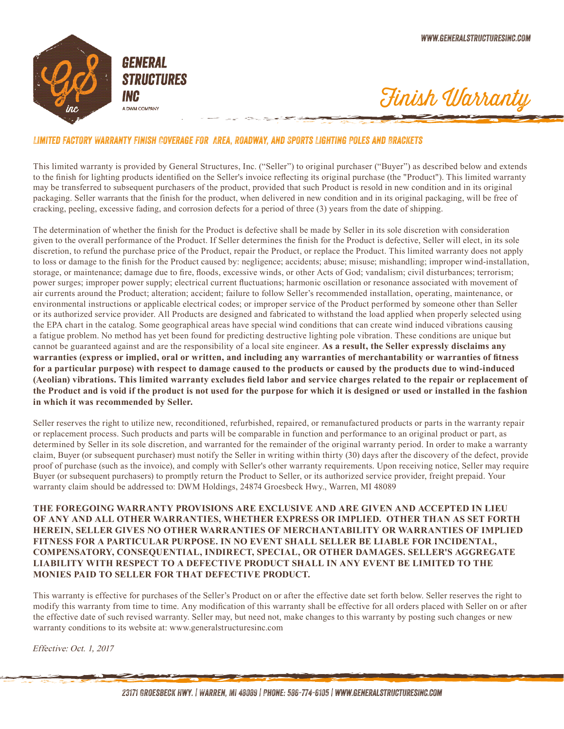# GENERAL STRUCTURES INC

A DWM COMPANY

# Finish Warranty

## LIMITED FACTORY WARRANTY FINISH COVERAGE FOR AREA, ROADWAY, AND SPORTS LIGHTING POLES AND BRACKETS

This limited warranty is provided by General Structures, Inc. ("Seller") to original purchaser ("Buyer") as described below and extends to the finish for lighting products identified on the Seller's invoice reflecting its original purchase (the "Product"). This limited warranty may be transferred to subsequent purchasers of the product, provided that such Product is resold in new condition and in its original packaging. Seller warrants that the finish for the product, when delivered in new condition and in its original packaging, will be free of cracking, peeling, excessive fading, and corrosion defects for a period of three (3) years from the date of shipping.

The determination of whether the finish for the Product is defective shall be made by Seller in its sole discretion with consideration given to the overall performance of the Product. If Seller determines the finish for the Product is defective, Seller will elect, in its sole discretion, to refund the purchase price of the Product, repair the Product, or replace the Product. This limited warranty does not apply to loss or damage to the finish for the Product caused by: negligence; accidents; abuse; misuse; mishandling; improper wind-installation, storage, or maintenance; damage due to fire, floods, excessive winds, or other Acts of God; vandalism; civil disturbances; terrorism; power surges; improper power supply; electrical current fluctuations; harmonic oscillation or resonance associated with movement of air currents around the Product; alteration; accident; failure to follow Seller's recommended installation, operating, maintenance, or environmental instructions or applicable electrical codes; or improper service of the Product performed by someone other than Seller or its authorized service provider. All Products are designed and fabricated to withstand the load applied when properly selected using the EPA chart in the catalog. Some geographical areas have special wind conditions that can create wind induced vibrations causing a fatigue problem. No method has yet been found for predicting destructive lighting pole vibration. These conditions are unique but cannot be guaranteed against and are the responsibility of a local site engineer. **As a result, the Seller expressly disclaims any warranties (express or implied, oral or written, and including any warranties of merchantability or warranties of fitness for a particular purpose) with respect to damage caused to the products or caused by the products due to wind-induced (Aeolian) vibrations. This limited warranty excludes field labor and service charges related to the repair or replacement of the Product and is void if the product is not used for the purpose for which it is designed or used or installed in the fashion in which it was recommended by Seller.**

Seller reserves the right to utilize new, reconditioned, refurbished, repaired, or remanufactured products or parts in the warranty repair or replacement process. Such products and parts will be comparable in function and performance to an original product or part, as determined by Seller in its sole discretion, and warranted for the remainder of the original warranty period. In order to make a warranty claim, Buyer (or subsequent purchaser) must notify the Seller in writing within thirty (30) days after the discovery of the defect, provide proof of purchase (such as the invoice), and comply with Seller's other warranty requirements. Upon receiving notice, Seller may require Buyer (or subsequent purchasers) to promptly return the Product to Seller, or its authorized service provider, freight prepaid. Your warranty claim should be addressed to: DWM Holdings, 24874 Groesbeck Hwy., Warren, MI 48089

**THE FOREGOING WARRANTY PROVISIONS ARE EXCLUSIVE AND ARE GIVEN AND ACCEPTED IN LIEU OF ANY AND ALL OTHER WARRANTIES, WHETHER EXPRESS OR IMPLIED. OTHER THAN AS SET FORTH HEREIN, SELLER GIVES NO OTHER WARRANTIES OF MERCHANTABILITY OR WARRANTIES OF IMPLIED FITNESS FOR A PARTICULAR PURPOSE. IN NO EVENT SHALL SELLER BE LIABLE FOR INCIDENTAL, COMPENSATORY, CONSEQUENTIAL, INDIRECT, SPECIAL, OR OTHER DAMAGES. SELLER'S AGGREGATE LIABILITY WITH RESPECT TO A DEFECTIVE PRODUCT SHALL IN ANY EVENT BE LIMITED TO THE MONIES PAID TO SELLER FOR THAT DEFECTIVE PRODUCT.**

This warranty is effective for purchases of the Seller's Product on or after the effective date set forth below. Seller reserves the right to modify this warranty from time to time. Any modification of this warranty shall be effective for all orders placed with Seller on or after the effective date of such revised warranty. Seller may, but need not, make changes to this warranty by posting such changes or new warranty conditions to its website at: www.generalstructuresinc.com

*Effective: Oct. 1, 2017*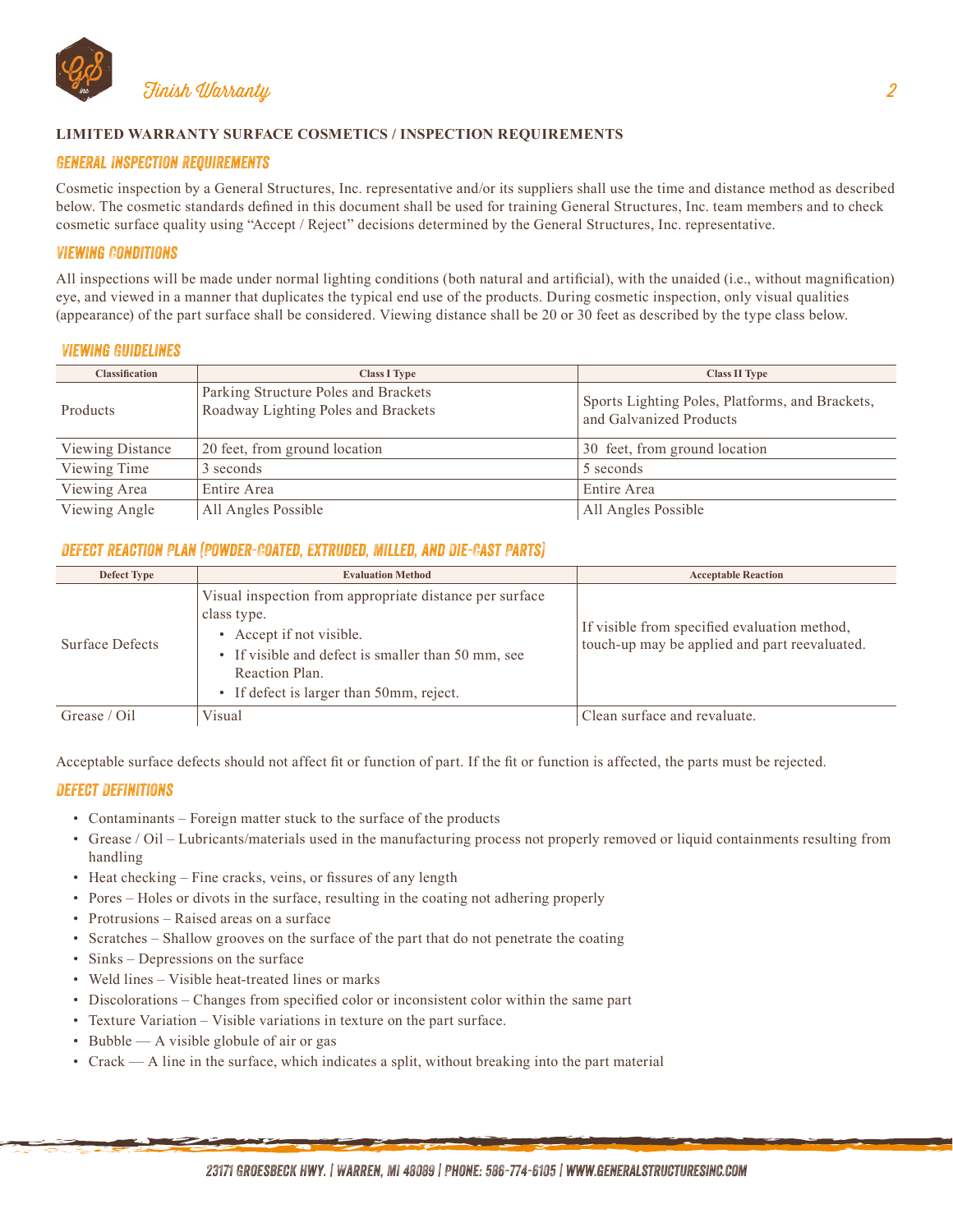**LIMITED WARRANTY SURFACE COSMETICS / INSPECTION REQUIREMENTS**

## GENERAL INSPECTION REQUIREMENTS

Cosmetic inspection by a General Structures, Inc. representative and/or its suppliers shall use the time and distance method as described below. The cosmetic standards defined in this document shall be used for training General Structures, Inc. team members and to check cosmetic surface quality using "Accept / Reject" decisions determined by the General Structures, Inc. representative.

## VIEWING CONDITIONS

All inspections will be made under normal lighting conditions (both natural and artificial), with the unaided (i.e., without magnification) eye, and viewed in a manner that duplicates the typical end use of the products. During cosmetic inspection, only visual qualities (appearance) of the part surface shall be considered. Viewing distance shall be 20 or 30 feet as described by the type class below.

## VIEWING GUIDELINES

| Classification | Class I Type | Class II Type |
|---|---|---|
| Products | Parking Structure Poles and Brackets<br>Roadway Lighting Poles and Brackets | Sports Lighting Poles, Platforms, and Brackets, and Galvanized Products |
| Viewing Distance | 20 feet, from ground location | 30 feet, from ground location |
| Viewing Time | 3 seconds | 5 seconds |
| Viewing Area | Entire Area | Entire Area |
| Viewing Angle | All Angles Possible | All Angles Possible |

## DEFECT REACTION PLAN (POWDER-COATED, EXTRUDED, MILLED, AND DIE-CAST PARTS)

| Defect Type | Evaluation Method | Acceptable Reaction |
|---|---|---|
| Surface Defects | Visual inspection from appropriate distance per surface class type.<br>• Accept if not visible.<br>• If visible and defect is smaller than 50 mm, see Reaction Plan.<br>• If defect is larger than 50mm, reject. | If visible from specified evaluation method, touch-up may be applied and part reevaluated. |
| Grease / Oil | Visual | Clean surface and revaluate. |

Acceptable surface defects should not affect fit or function of part. If the fit or function is affected, the parts must be rejected.

## DEFECT DEFINITIONS

- Contaminants – Foreign matter stuck to the surface of the products
- Grease / Oil – Lubricants/materials used in the manufacturing process not properly removed or liquid containments resulting from handling
- Heat checking – Fine cracks, veins, or fissures of any length
- Pores – Holes or divots in the surface, resulting in the coating not adhering properly
- Protrusions – Raised areas on a surface
- Scratches – Shallow grooves on the surface of the part that do not penetrate the coating
- Sinks – Depressions on the surface
- Weld lines – Visible heat-treated lines or marks
- Discolorations – Changes from specified color or inconsistent color within the same part
- Texture Variation – Visible variations in texture on the part surface.
- Bubble — A visible globule of air or gas
- Crack — A line in the surface, which indicates a split, without breaking into the part material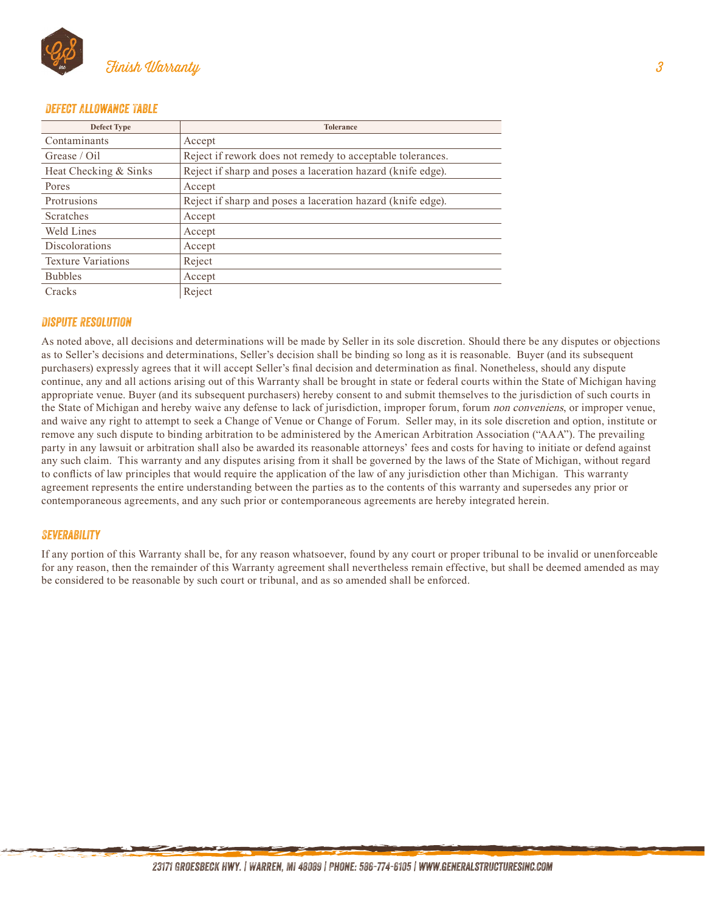## DEFECT ALLOWANCE TABLE

| Defect Type | Tolerance |
|---|---|
| Contaminants | Accept |
| Grease / Oil | Reject if rework does not remedy to acceptable tolerances. |
| Heat Checking & Sinks | Reject if sharp and poses a laceration hazard (knife edge). |
| Pores | Accept |
| Protrusions | Reject if sharp and poses a laceration hazard (knife edge). |
| Scratches | Accept |
| Weld Lines | Accept |
| Discolorations | Accept |
| Texture Variations | Reject |
| Bubbles | Accept |
| Cracks | Reject |

## DISPUTE RESOLUTION

As noted above, all decisions and determinations will be made by Seller in its sole discretion. Should there be any disputes or objections as to Seller's decisions and determinations, Seller's decision shall be binding so long as it is reasonable. Buyer (and its subsequent purchasers) expressly agrees that it will accept Seller's final decision and determination as final. Nonetheless, should any dispute continue, any and all actions arising out of this Warranty shall be brought in state or federal courts within the State of Michigan having appropriate venue. Buyer (and its subsequent purchasers) hereby consent to and submit themselves to the jurisdiction of such courts in the State of Michigan and hereby waive any defense to lack of jurisdiction, improper forum, forum *non conveniens*, or improper venue, and waive any right to attempt to seek a Change of Venue or Change of Forum. Seller may, in its sole discretion and option, institute or remove any such dispute to binding arbitration to be administered by the American Arbitration Association ("AAA"). The prevailing party in any lawsuit or arbitration shall also be awarded its reasonable attorneys' fees and costs for having to initiate or defend against any such claim. This warranty and any disputes arising from it shall be governed by the laws of the State of Michigan, without regard to conflicts of law principles that would require the application of the law of any jurisdiction other than Michigan. This warranty agreement represents the entire understanding between the parties as to the contents of this warranty and supersedes any prior or contemporaneous agreements, and any such prior or contemporaneous agreements are hereby integrated herein.

## SEVERABILITY

If any portion of this Warranty shall be, for any reason whatsoever, found by any court or proper tribunal to be invalid or unenforceable for any reason, then the remainder of this Warranty agreement shall nevertheless remain effective, but shall be deemed amended as may be considered to be reasonable by such court or tribunal, and as so amended shall be enforced.